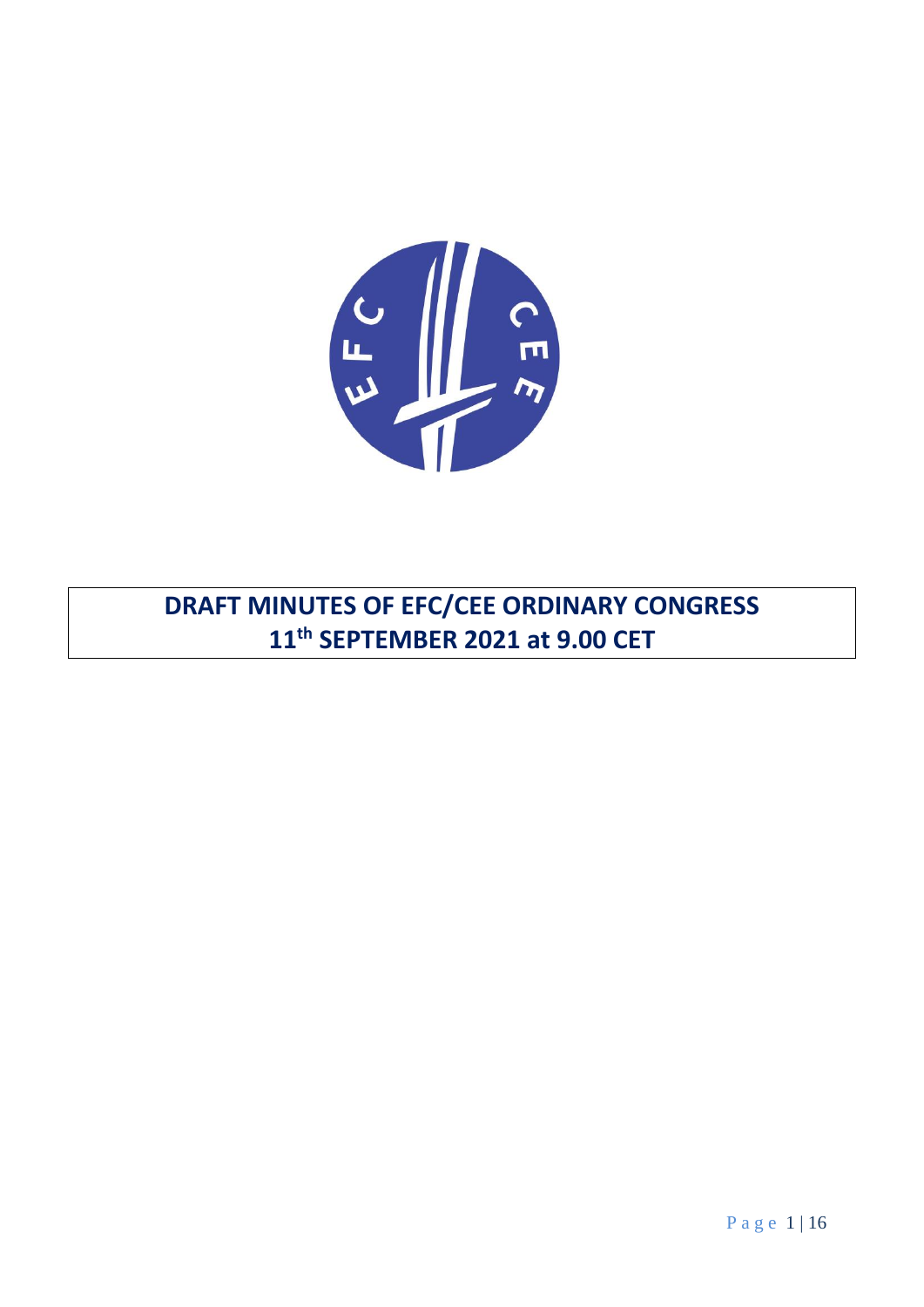# DRAFT MINUTES OF EFC/CEE ORDINARY CONGRESS 11th SEPTEMBER 2021 at 9.00 CET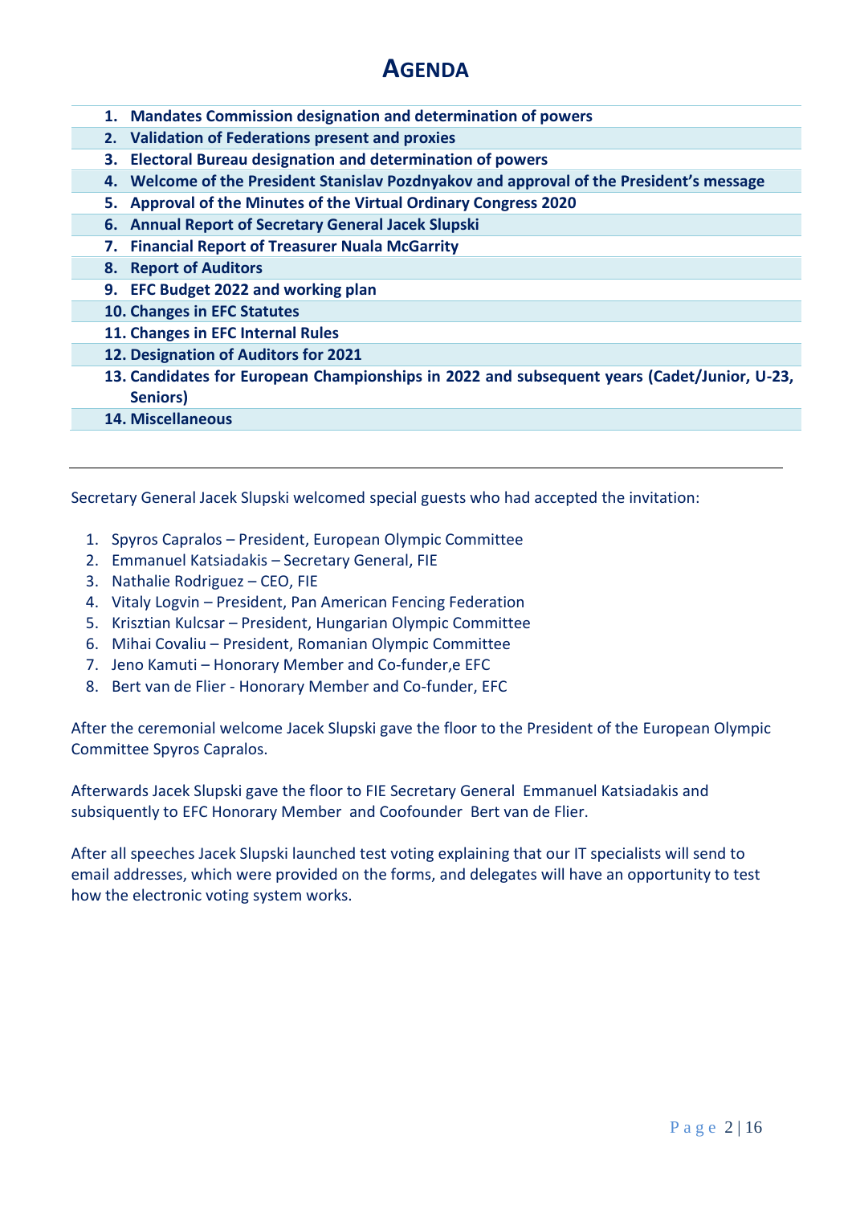# AGENDA

1. **Mandates Commission designation and determination of powers**
2. **Validation of Federations present and proxies**
3. **Electoral Bureau designation and determination of powers**
4. **Welcome of the President Stanislav Pozdnyakov and approval of the President's message**
5. **Approval of the Minutes of the Virtual Ordinary Congress 2020**
6. **Annual Report of Secretary General Jacek Slupski**
7. **Financial Report of Treasurer Nuala McGarrity**
8. **Report of Auditors**
9. **EFC Budget 2022 and working plan**
10. **Changes in EFC Statutes**
11. **Changes in EFC Internal Rules**
12. **Designation of Auditors for 2021**
13. **Candidates for European Championships in 2022 and subsequent years (Cadet/Junior, U-23, Seniors)**
14. **Miscellaneous**

---

Secretary General Jacek Slupski welcomed special guests who had accepted the invitation:

1. Spyros Capralos – President, European Olympic Committee
2. Emmanuel Katsiadakis – Secretary General, FIE
3. Nathalie Rodriguez – CEO, FIE
4. Vitaly Logvin – President, Pan American Fencing Federation
5. Krisztian Kulcsar – President, Hungarian Olympic Committee
6. Mihai Covaliu – President, Romanian Olympic Committee
7. Jeno Kamuti – Honorary Member and Co-funder,e EFC
8. Bert van de Flier - Honorary Member and Co-funder, EFC

After the ceremonial welcome Jacek Slupski gave the floor to the President of the European Olympic Committee Spyros Capralos.

Afterwards Jacek Slupski gave the floor to FIE Secretary General Emmanuel Katsiadakis and subsiquently to EFC Honorary Member and Coofounder Bert van de Flier.

After all speeches Jacek Slupski launched test voting explaining that our IT specialists will send to email addresses, which were provided on the forms, and delegates will have an opportunity to test how the electronic voting system works.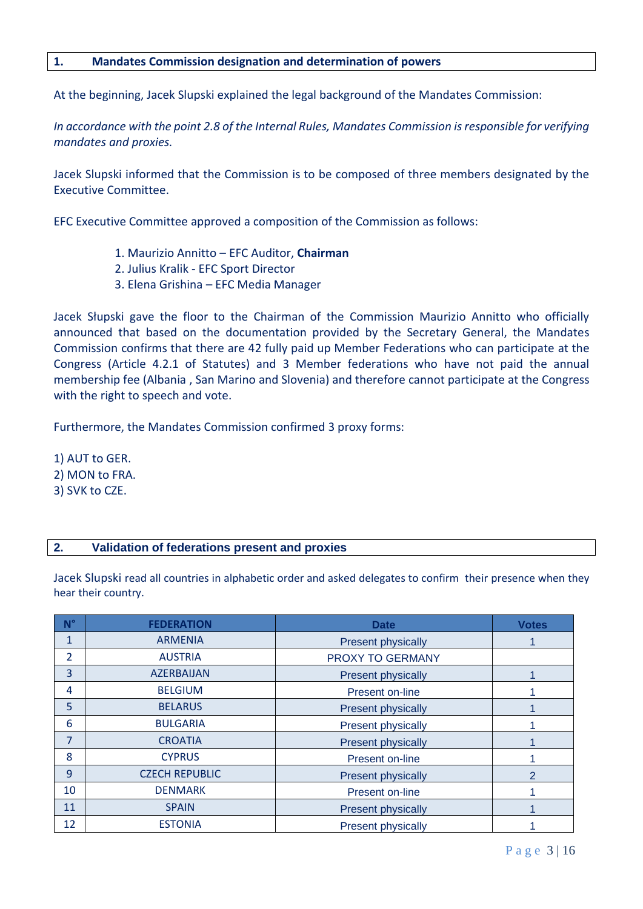## 1. Mandates Commission designation and determination of powers

At the beginning, Jacek Slupski explained the legal background of the Mandates Commission:

*In accordance with the point 2.8 of the Internal Rules, Mandates Commission is responsible for verifying mandates and proxies.*

Jacek Slupski informed that the Commission is to be composed of three members designated by the Executive Committee.

EFC Executive Committee approved a composition of the Commission as follows:

1. Maurizio Annitto – EFC Auditor, **Chairman**
2. Julius Kralik - EFC Sport Director
3. Elena Grishina – EFC Media Manager

Jacek Słupski gave the floor to the Chairman of the Commission Maurizio Annitto who officially announced that based on the documentation provided by the Secretary General, the Mandates Commission confirms that there are 42 fully paid up Member Federations who can participate at the Congress (Article 4.2.1 of Statutes) and 3 Member federations who have not paid the annual membership fee (Albania , San Marino and Slovenia) and therefore cannot participate at the Congress with the right to speech and vote.

Furthermore, the Mandates Commission confirmed 3 proxy forms:

1) AUT to GER.
2) MON to FRA.
3) SVK to CZE.

## 2. Validation of federations present and proxies

Jacek Slupski read all countries in alphabetic order and asked delegates to confirm their presence when they hear their country.

| N° | FEDERATION | Date | Votes |
|---|---|---|---|
| 1 | ARMENIA | Present physically | 1 |
| 2 | AUSTRIA | PROXY TO GERMANY | |
| 3 | AZERBAIJAN | Present physically | 1 |
| 4 | BELGIUM | Present on-line | 1 |
| 5 | BELARUS | Present physically | 1 |
| 6 | BULGARIA | Present physically | 1 |
| 7 | CROATIA | Present physically | 1 |
| 8 | CYPRUS | Present on-line | 1 |
| 9 | CZECH REPUBLIC | Present physically | 2 |
| 10 | DENMARK | Present on-line | 1 |
| 11 | SPAIN | Present physically | 1 |
| 12 | ESTONIA | Present physically | 1 |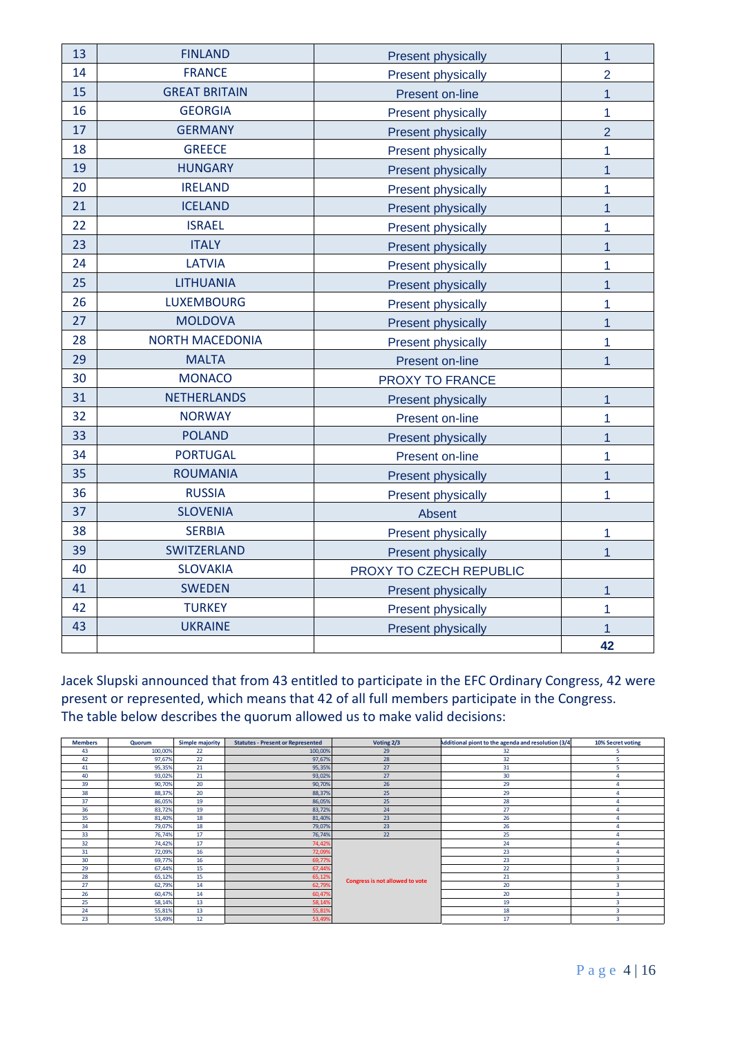| 13 | FINLAND | Present physically | 1 |
|---|---|---|---|
| 14 | FRANCE | Present physically | 2 |
| 15 | GREAT BRITAIN | Present on-line | 1 |
| 16 | GEORGIA | Present physically | 1 |
| 17 | GERMANY | Present physically | 2 |
| 18 | GREECE | Present physically | 1 |
| 19 | HUNGARY | Present physically | 1 |
| 20 | IRELAND | Present physically | 1 |
| 21 | ICELAND | Present physically | 1 |
| 22 | ISRAEL | Present physically | 1 |
| 23 | ITALY | Present physically | 1 |
| 24 | LATVIA | Present physically | 1 |
| 25 | LITHUANIA | Present physically | 1 |
| 26 | LUXEMBOURG | Present physically | 1 |
| 27 | MOLDOVA | Present physically | 1 |
| 28 | NORTH MACEDONIA | Present physically | 1 |
| 29 | MALTA | Present on-line | 1 |
| 30 | MONACO | PROXY TO FRANCE | |
| 31 | NETHERLANDS | Present physically | 1 |
| 32 | NORWAY | Present on-line | 1 |
| 33 | POLAND | Present physically | 1 |
| 34 | PORTUGAL | Present on-line | 1 |
| 35 | ROUMANIA | Present physically | 1 |
| 36 | RUSSIA | Present physically | 1 |
| 37 | SLOVENIA | Absent | |
| 38 | SERBIA | Present physically | 1 |
| 39 | SWITZERLAND | Present physically | 1 |
| 40 | SLOVAKIA | PROXY TO CZECH REPUBLIC | |
| 41 | SWEDEN | Present physically | 1 |
| 42 | TURKEY | Present physically | 1 |
| 43 | UKRAINE | Present physically | 1 |
| | | | 42 |

Jacek Slupski announced that from 43 entitled to participate in the EFC Ordinary Congress, 42 were present or represented, which means that 42 of all full members participate in the Congress. The table below describes the quorum allowed us to make valid decisions:

| Members | Quorum | Simple majority | Statutes - Present or Represented | Voting 2/3 | Additional piont to the agenda and resolution (3/4 | 10% Secret voting |
|---|---|---|---|---|---|---|
| 43 | 100,00% | 22 | 100,00% | 29 | 32 | 5 |
| 42 | 97,67% | 22 | 97,67% | 28 | 32 | 5 |
| 41 | 95,35% | 21 | 95,35% | 27 | 31 | 5 |
| 40 | 93,02% | 21 | 93,02% | 27 | 30 | 4 |
| 39 | 90,70% | 20 | 90,70% | 26 | 29 | 4 |
| 38 | 88,37% | 20 | 88,37% | 25 | 29 | 4 |
| 37 | 86,05% | 19 | 86,05% | 25 | 28 | 4 |
| 36 | 83,72% | 19 | 83,72% | 24 | 27 | 4 |
| 35 | 81,40% | 18 | 81,40% | 23 | 26 | 4 |
| 34 | 79,07% | 18 | 79,07% | 23 | 26 | 4 |
| 33 | 76,74% | 17 | 76,74% | 22 | 25 | 4 |
| 32 | 74,42% | 17 | 74,42% | Congress is not allowed to vote | 24 | 4 |
| 31 | 72,09% | 16 | 72,09% | | 23 | 4 |
| 30 | 69,77% | 16 | 69,77% | | 23 | 3 |
| 29 | 67,44% | 15 | 67,44% | | 22 | 3 |
| 28 | 65,12% | 15 | 65,12% | | 21 | 3 |
| 27 | 62,79% | 14 | 62,79% | | 20 | 3 |
| 26 | 60,47% | 14 | 60,47% | | 20 | 3 |
| 25 | 58,14% | 13 | 58,14% | | 19 | 3 |
| 24 | 55,81% | 13 | 55,81% | | 18 | 3 |
| 23 | 53,49% | 12 | 53,49% | | 17 | 3 |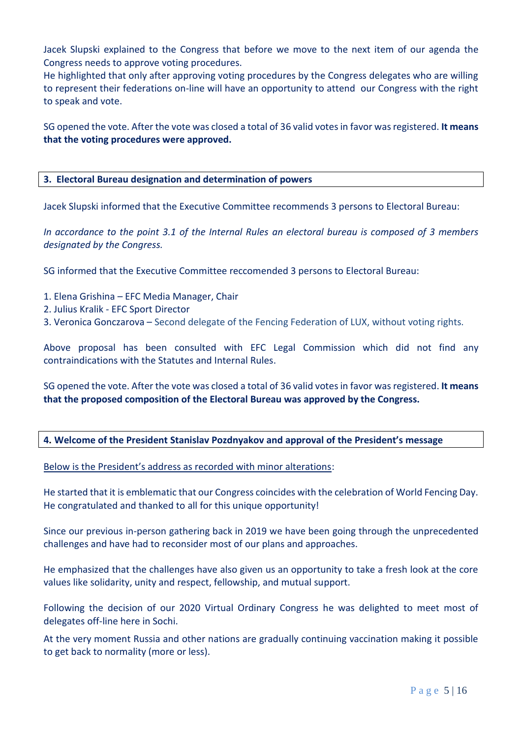Jacek Slupski explained to the Congress that before we move to the next item of our agenda the Congress needs to approve voting procedures.

He highlighted that only after approving voting procedures by the Congress delegates who are willing to represent their federations on-line will have an opportunity to attend our Congress with the right to speak and vote.

SG opened the vote. After the vote was closed a total of 36 valid votes in favor was registered. **It means that the voting procedures were approved.**

## 3. Electoral Bureau designation and determination of powers

Jacek Slupski informed that the Executive Committee recommends 3 persons to Electoral Bureau:

*In accordance to the point 3.1 of the Internal Rules an electoral bureau is composed of 3 members designated by the Congress.*

SG informed that the Executive Committee reccomended 3 persons to Electoral Bureau:

1. Elena Grishina – EFC Media Manager, Chair
2. Julius Kralik - EFC Sport Director
3. Veronica Gonczarova – Second delegate of the Fencing Federation of LUX, without voting rights.

Above proposal has been consulted with EFC Legal Commission which did not find any contraindications with the Statutes and Internal Rules.

SG opened the vote. After the vote was closed a total of 36 valid votes in favor was registered. **It means that the proposed composition of the Electoral Bureau was approved by the Congress.**

## 4. Welcome of the President Stanislav Pozdnyakov and approval of the President's message

Below is the President's address as recorded with minor alterations:

He started that it is emblematic that our Congress coincides with the celebration of World Fencing Day. He congratulated and thanked to all for this unique opportunity!

Since our previous in-person gathering back in 2019 we have been going through the unprecedented challenges and have had to reconsider most of our plans and approaches.

He emphasized that the challenges have also given us an opportunity to take a fresh look at the core values like solidarity, unity and respect, fellowship, and mutual support.

Following the decision of our 2020 Virtual Ordinary Congress he was delighted to meet most of delegates off-line here in Sochi.

At the very moment Russia and other nations are gradually continuing vaccination making it possible to get back to normality (more or less).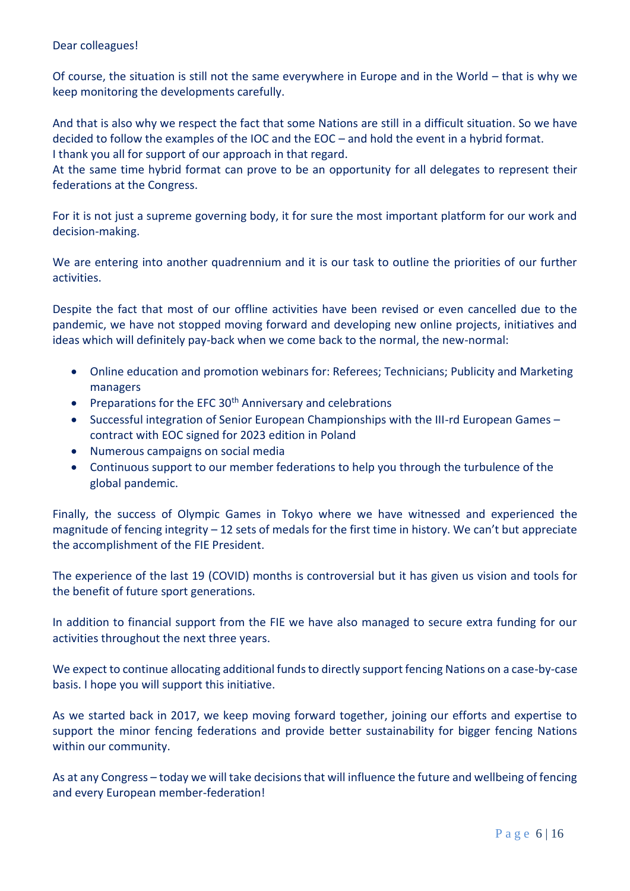Dear colleagues!

Of course, the situation is still not the same everywhere in Europe and in the World – that is why we keep monitoring the developments carefully.

And that is also why we respect the fact that some Nations are still in a difficult situation. So we have decided to follow the examples of the IOC and the EOC – and hold the event in a hybrid format.
I thank you all for support of our approach in that regard.
At the same time hybrid format can prove to be an opportunity for all delegates to represent their federations at the Congress.

For it is not just a supreme governing body, it for sure the most important platform for our work and decision-making.

We are entering into another quadrennium and it is our task to outline the priorities of our further activities.

Despite the fact that most of our offline activities have been revised or even cancelled due to the pandemic, we have not stopped moving forward and developing new online projects, initiatives and ideas which will definitely pay-back when we come back to the normal, the new-normal:

- Online education and promotion webinars for: Referees; Technicians; Publicity and Marketing managers
- Preparations for the EFC 30th Anniversary and celebrations
- Successful integration of Senior European Championships with the III-rd European Games – contract with EOC signed for 2023 edition in Poland
- Numerous campaigns on social media
- Continuous support to our member federations to help you through the turbulence of the global pandemic.

Finally, the success of Olympic Games in Tokyo where we have witnessed and experienced the magnitude of fencing integrity – 12 sets of medals for the first time in history. We can't but appreciate the accomplishment of the FIE President.

The experience of the last 19 (COVID) months is controversial but it has given us vision and tools for the benefit of future sport generations.

In addition to financial support from the FIE we have also managed to secure extra funding for our activities throughout the next three years.

We expect to continue allocating additional funds to directly support fencing Nations on a case-by-case basis. I hope you will support this initiative.

As we started back in 2017, we keep moving forward together, joining our efforts and expertise to support the minor fencing federations and provide better sustainability for bigger fencing Nations within our community.

As at any Congress – today we will take decisions that will influence the future and wellbeing of fencing and every European member-federation!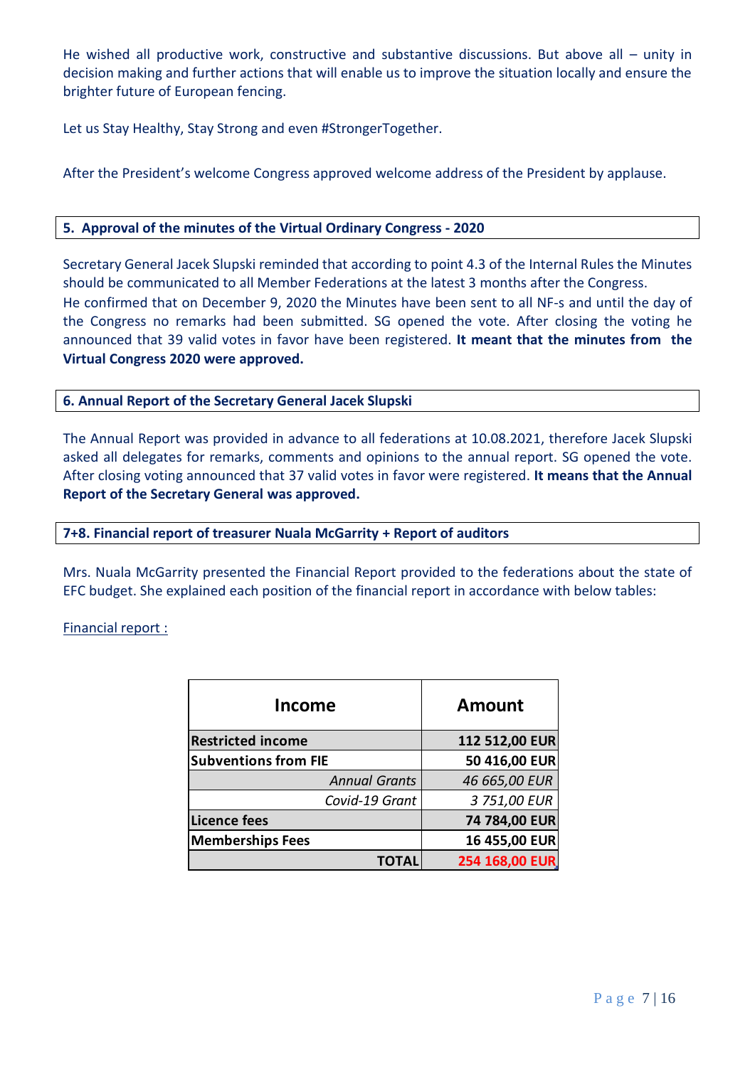He wished all productive work, constructive and substantive discussions. But above all – unity in decision making and further actions that will enable us to improve the situation locally and ensure the brighter future of European fencing.

Let us Stay Healthy, Stay Strong and even #StrongerTogether.

After the President's welcome Congress approved welcome address of the President by applause.

## 5. Approval of the minutes of the Virtual Ordinary Congress - 2020

Secretary General Jacek Slupski reminded that according to point 4.3 of the Internal Rules the Minutes should be communicated to all Member Federations at the latest 3 months after the Congress.
He confirmed that on December 9, 2020 the Minutes have been sent to all NF-s and until the day of the Congress no remarks had been submitted. SG opened the vote. After closing the voting he announced that 39 valid votes in favor have been registered. **It meant that the minutes from the Virtual Congress 2020 were approved.**

## 6. Annual Report of the Secretary General Jacek Slupski

The Annual Report was provided in advance to all federations at 10.08.2021, therefore Jacek Slupski asked all delegates for remarks, comments and opinions to the annual report. SG opened the vote. After closing voting announced that 37 valid votes in favor were registered. **It means that the Annual Report of the Secretary General was approved.**

## 7+8. Financial report of treasurer Nuala McGarrity + Report of auditors

Mrs. Nuala McGarrity presented the Financial Report provided to the federations about the state of EFC budget. She explained each position of the financial report in accordance with below tables:

Financial report :

| Income | Amount |
|---|---|
| **Restricted income** | **112 512,00 EUR** |
| **Subventions from FIE** | **50 416,00 EUR** |
| *Annual Grants* | *46 665,00 EUR* |
| *Covid-19 Grant* | *3 751,00 EUR* |
| **Licence fees** | **74 784,00 EUR** |
| **Memberships Fees** | **16 455,00 EUR** |
| **TOTAL** | **254 168,00 EUR** |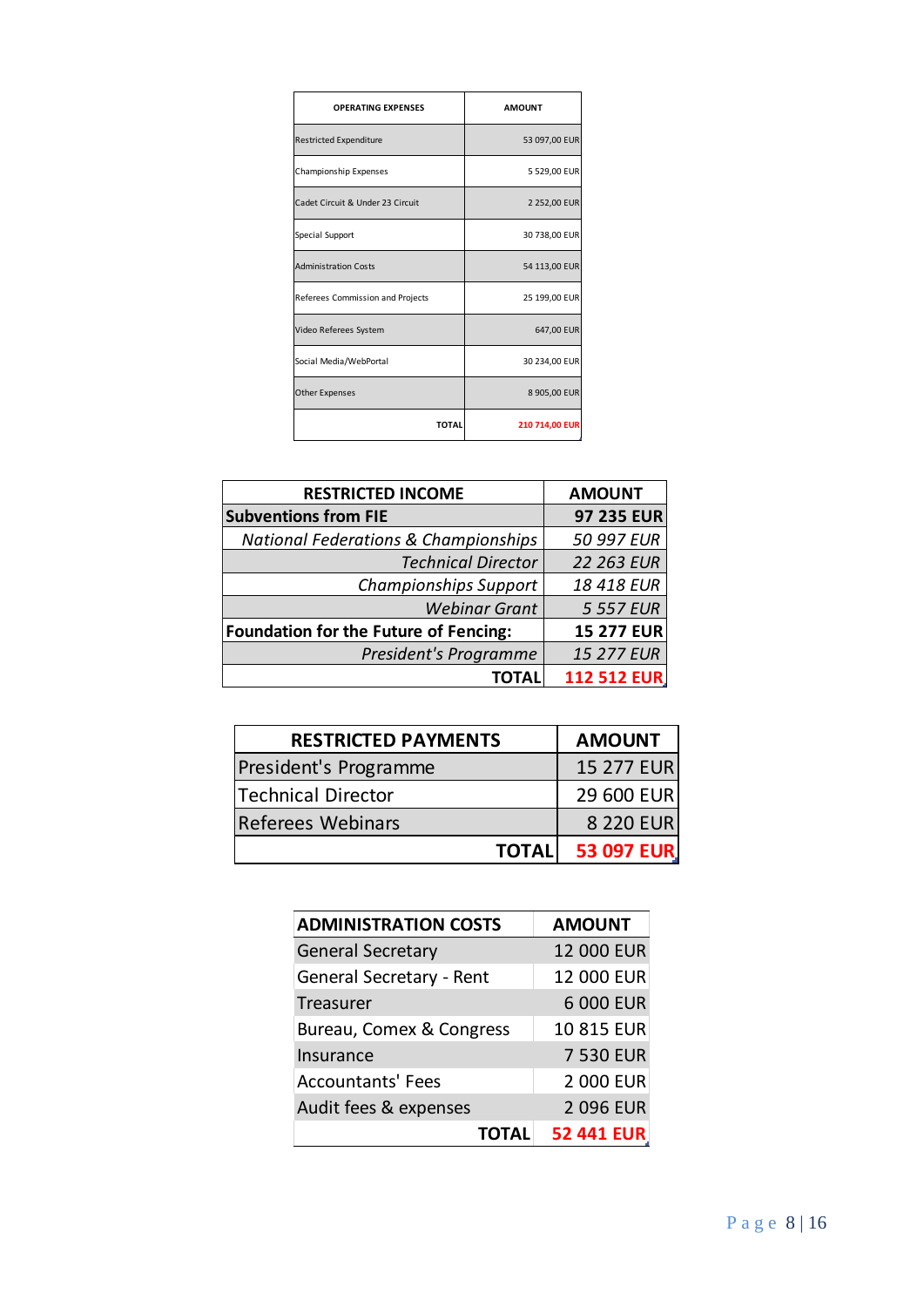| OPERATING EXPENSES | AMOUNT |
|---|---|
| Restricted Expenditure | 53 097,00 EUR |
| Championship Expenses | 5 529,00 EUR |
| Cadet Circuit & Under 23 Circuit | 2 252,00 EUR |
| Special Support | 30 738,00 EUR |
| Administration Costs | 54 113,00 EUR |
| Referees Commission and Projects | 25 199,00 EUR |
| Video Referees System | 647,00 EUR |
| Social Media/WebPortal | 30 234,00 EUR |
| Other Expenses | 8 905,00 EUR |
| **TOTAL** | **210 714,00 EUR** |

| RESTRICTED INCOME | AMOUNT |
|---|---|
| **Subventions from FIE** | **97 235 EUR** |
| *National Federations & Championships* | *50 997 EUR* |
| *Technical Director* | *22 263 EUR* |
| *Championships Support* | *18 418 EUR* |
| *Webinar Grant* | *5 557 EUR* |
| **Foundation for the Future of Fencing:** | **15 277 EUR** |
| *President's Programme* | *15 277 EUR* |
| **TOTAL** | **112 512 EUR** |

| RESTRICTED PAYMENTS | AMOUNT |
|---|---|
| President's Programme | 15 277 EUR |
| Technical Director | 29 600 EUR |
| Referees Webinars | 8 220 EUR |
| **TOTAL** | **53 097 EUR** |

| ADMINISTRATION COSTS | AMOUNT |
|---|---|
| General Secretary | 12 000 EUR |
| General Secretary - Rent | 12 000 EUR |
| Treasurer | 6 000 EUR |
| Bureau, Comex & Congress | 10 815 EUR |
| Insurance | 7 530 EUR |
| Accountants' Fees | 2 000 EUR |
| Audit fees & expenses | 2 096 EUR |
| **TOTAL** | **52 441 EUR** |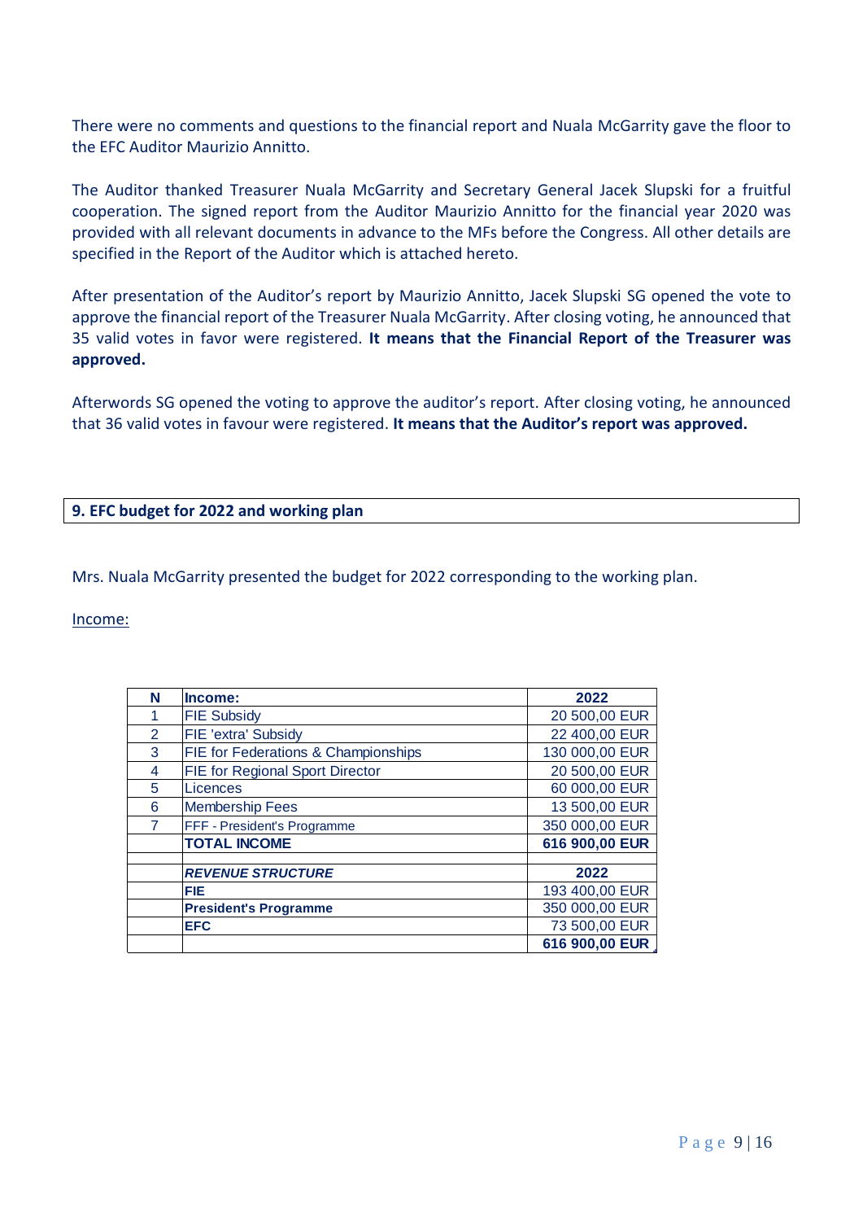There were no comments and questions to the financial report and Nuala McGarrity gave the floor to the EFC Auditor Maurizio Annitto.

The Auditor thanked Treasurer Nuala McGarrity and Secretary General Jacek Slupski for a fruitful cooperation. The signed report from the Auditor Maurizio Annitto for the financial year 2020 was provided with all relevant documents in advance to the MFs before the Congress. All other details are specified in the Report of the Auditor which is attached hereto.

After presentation of the Auditor's report by Maurizio Annitto, Jacek Slupski SG opened the vote to approve the financial report of the Treasurer Nuala McGarrity. After closing voting, he announced that 35 valid votes in favor were registered. **It means that the Financial Report of the Treasurer was approved.**

Afterwords SG opened the voting to approve the auditor's report. After closing voting, he announced that 36 valid votes in favour were registered. **It means that the Auditor's report was approved.**

## 9. EFC budget for 2022 and working plan

Mrs. Nuala McGarrity presented the budget for 2022 corresponding to the working plan.

Income:

| N | Income: | 2022 |
|---|---|---|
| 1 | FIE Subsidy | 20 500,00 EUR |
| 2 | FIE 'extra' Subsidy | 22 400,00 EUR |
| 3 | FIE for Federations & Championships | 130 000,00 EUR |
| 4 | FIE for Regional Sport Director | 20 500,00 EUR |
| 5 | Licences | 60 000,00 EUR |
| 6 | Membership Fees | 13 500,00 EUR |
| 7 | FFF - President's Programme | 350 000,00 EUR |
| | **TOTAL INCOME** | **616 900,00 EUR** |
| | | |
| | ***REVENUE STRUCTURE*** | **2022** |
| | **FIE** | 193 400,00 EUR |
| | **President's Programme** | 350 000,00 EUR |
| | **EFC** | 73 500,00 EUR |
| | | **616 900,00 EUR** |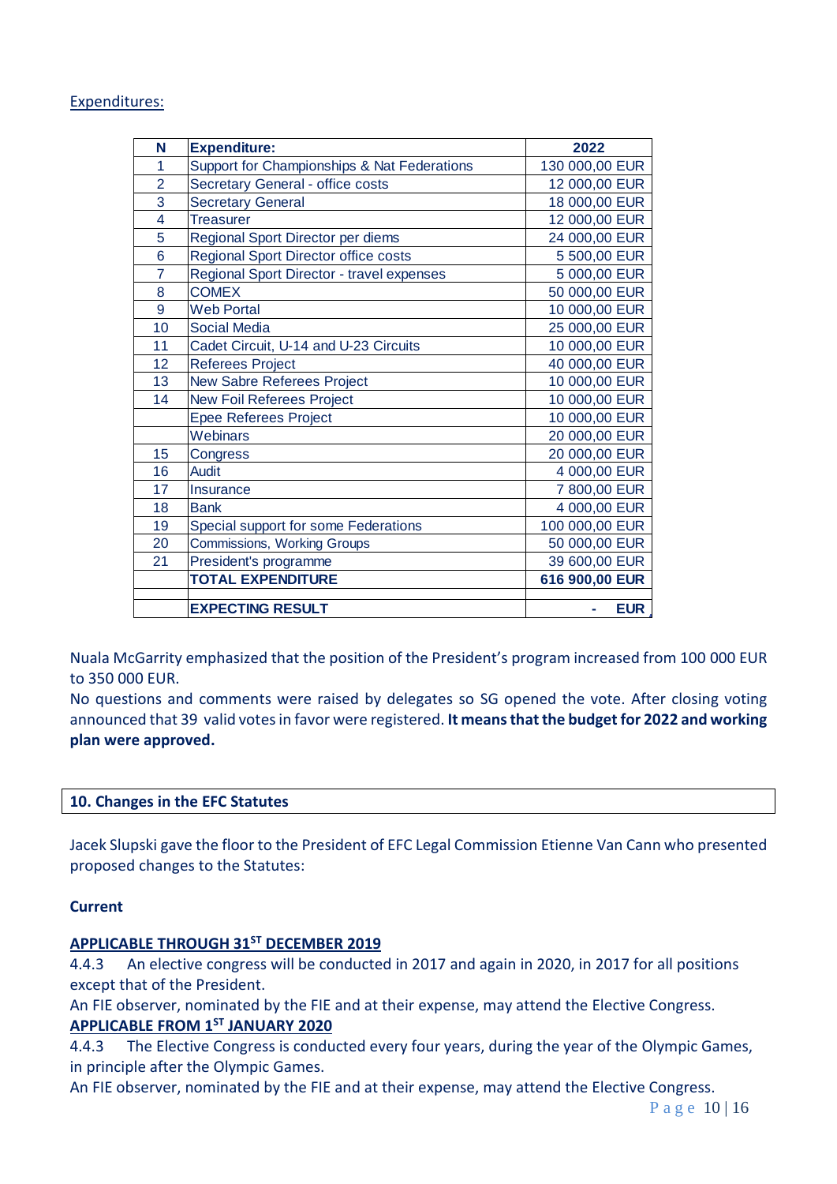Expenditures:

| N | Expenditure: | 2022 |
|---|---|---|
| 1 | Support for Championships & Nat Federations | 130 000,00 EUR |
| 2 | Secretary General - office costs | 12 000,00 EUR |
| 3 | Secretary General | 18 000,00 EUR |
| 4 | Treasurer | 12 000,00 EUR |
| 5 | Regional Sport Director per diems | 24 000,00 EUR |
| 6 | Regional Sport Director office costs | 5 500,00 EUR |
| 7 | Regional Sport Director - travel expenses | 5 000,00 EUR |
| 8 | COMEX | 50 000,00 EUR |
| 9 | Web Portal | 10 000,00 EUR |
| 10 | Social Media | 25 000,00 EUR |
| 11 | Cadet Circuit, U-14 and U-23 Circuits | 10 000,00 EUR |
| 12 | Referees Project | 40 000,00 EUR |
| 13 | New Sabre Referees Project | 10 000,00 EUR |
| 14 | New Foil Referees Project | 10 000,00 EUR |
| | Epee Referees Project | 10 000,00 EUR |
| | Webinars | 20 000,00 EUR |
| 15 | Congress | 20 000,00 EUR |
| 16 | Audit | 4 000,00 EUR |
| 17 | Insurance | 7 800,00 EUR |
| 18 | Bank | 4 000,00 EUR |
| 19 | Special support for some Federations | 100 000,00 EUR |
| 20 | Commissions, Working Groups | 50 000,00 EUR |
| 21 | President's programme | 39 600,00 EUR |
| | **TOTAL EXPENDITURE** | **616 900,00 EUR** |
| | | |
| | **EXPECTING RESULT** | **- EUR** |

Nuala McGarrity emphasized that the position of the President's program increased from 100 000 EUR to 350 000 EUR.

No questions and comments were raised by delegates so SG opened the vote. After closing voting announced that 39 valid votes in favor were registered. **It means that the budget for 2022 and working plan were approved.**

## 10. Changes in the EFC Statutes

Jacek Slupski gave the floor to the President of EFC Legal Commission Etienne Van Cann who presented proposed changes to the Statutes:

**Current**

**APPLICABLE THROUGH 31ST DECEMBER 2019**

4.4.3 An elective congress will be conducted in 2017 and again in 2020, in 2017 for all positions except that of the President.

An FIE observer, nominated by the FIE and at their expense, may attend the Elective Congress.

**APPLICABLE FROM 1ST JANUARY 2020**

4.4.3 The Elective Congress is conducted every four years, during the year of the Olympic Games, in principle after the Olympic Games.

An FIE observer, nominated by the FIE and at their expense, may attend the Elective Congress.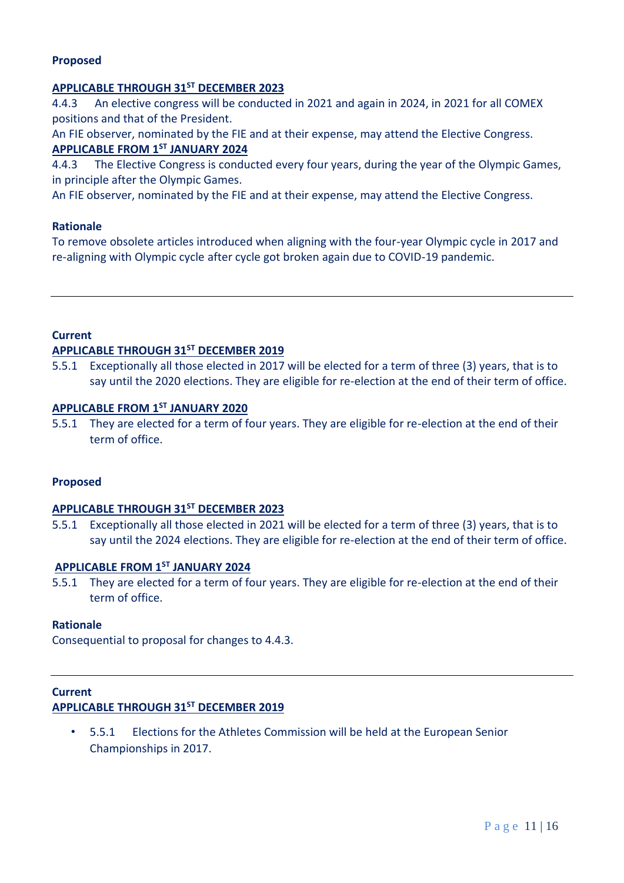**Proposed**

**APPLICABLE THROUGH 31ST DECEMBER 2023**

4.4.3 An elective congress will be conducted in 2021 and again in 2024, in 2021 for all COMEX positions and that of the President.

An FIE observer, nominated by the FIE and at their expense, may attend the Elective Congress.

**APPLICABLE FROM 1ST JANUARY 2024**

4.4.3 The Elective Congress is conducted every four years, during the year of the Olympic Games, in principle after the Olympic Games.

An FIE observer, nominated by the FIE and at their expense, may attend the Elective Congress.

**Rationale**

To remove obsolete articles introduced when aligning with the four-year Olympic cycle in 2017 and re-aligning with Olympic cycle after cycle got broken again due to COVID-19 pandemic.

---

**Current**

**APPLICABLE THROUGH 31ST DECEMBER 2019**

5.5.1 Exceptionally all those elected in 2017 will be elected for a term of three (3) years, that is to say until the 2020 elections. They are eligible for re-election at the end of their term of office.

**APPLICABLE FROM 1ST JANUARY 2020**

5.5.1 They are elected for a term of four years. They are eligible for re-election at the end of their term of office.

**Proposed**

**APPLICABLE THROUGH 31ST DECEMBER 2023**

5.5.1 Exceptionally all those elected in 2021 will be elected for a term of three (3) years, that is to say until the 2024 elections. They are eligible for re-election at the end of their term of office.

**APPLICABLE FROM 1ST JANUARY 2024**

5.5.1 They are elected for a term of four years. They are eligible for re-election at the end of their term of office.

**Rationale**

Consequential to proposal for changes to 4.4.3.

---

**Current**

**APPLICABLE THROUGH 31ST DECEMBER 2019**

- 5.5.1 Elections for the Athletes Commission will be held at the European Senior Championships in 2017.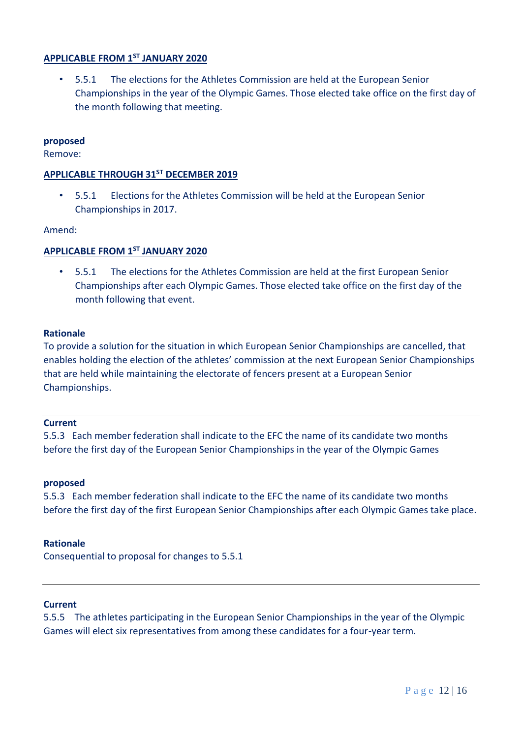**APPLICABLE FROM 1ST JANUARY 2020**

- 5.5.1 The elections for the Athletes Commission are held at the European Senior Championships in the year of the Olympic Games. Those elected take office on the first day of the month following that meeting.

**proposed**

Remove:

**APPLICABLE THROUGH 31ST DECEMBER 2019**

- 5.5.1 Elections for the Athletes Commission will be held at the European Senior Championships in 2017.

Amend:

**APPLICABLE FROM 1ST JANUARY 2020**

- 5.5.1 The elections for the Athletes Commission are held at the first European Senior Championships after each Olympic Games. Those elected take office on the first day of the month following that event.

**Rationale**

To provide a solution for the situation in which European Senior Championships are cancelled, that enables holding the election of the athletes' commission at the next European Senior Championships that are held while maintaining the electorate of fencers present at a European Senior Championships.

---

**Current**

5.5.3 Each member federation shall indicate to the EFC the name of its candidate two months before the first day of the European Senior Championships in the year of the Olympic Games

**proposed**

5.5.3 Each member federation shall indicate to the EFC the name of its candidate two months before the first day of the first European Senior Championships after each Olympic Games take place.

**Rationale**

Consequential to proposal for changes to 5.5.1

---

**Current**

5.5.5 The athletes participating in the European Senior Championships in the year of the Olympic Games will elect six representatives from among these candidates for a four-year term.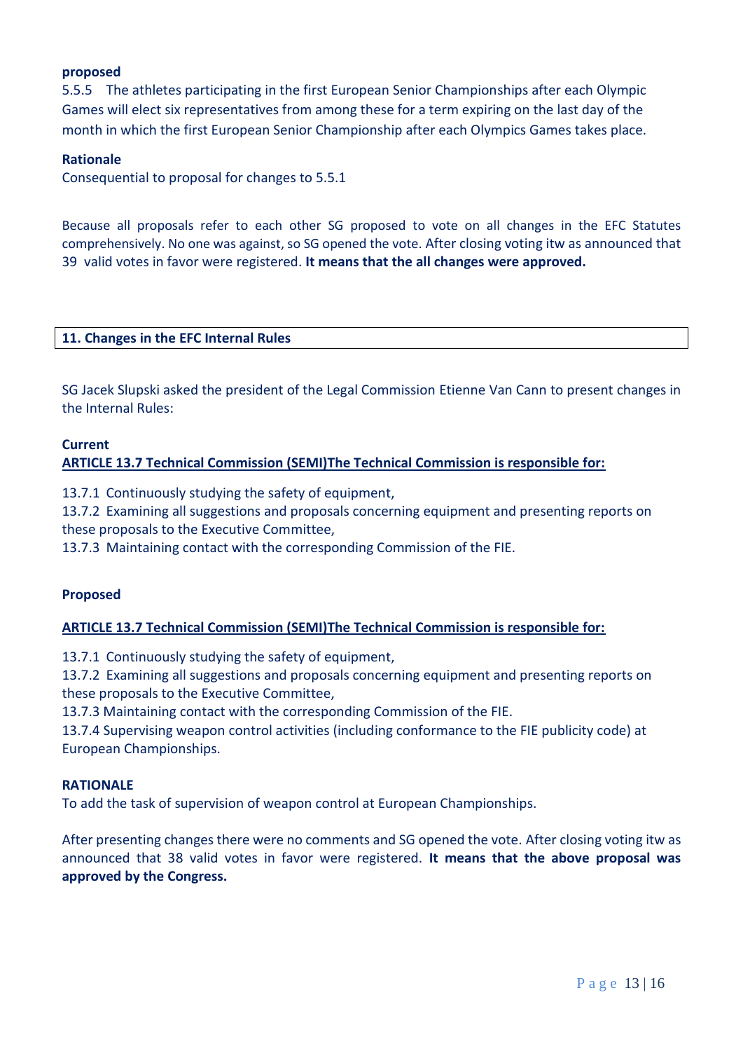**proposed**

5.5.5 The athletes participating in the first European Senior Championships after each Olympic Games will elect six representatives from among these for a term expiring on the last day of the month in which the first European Senior Championship after each Olympics Games takes place.

**Rationale**

Consequential to proposal for changes to 5.5.1

Because all proposals refer to each other SG proposed to vote on all changes in the EFC Statutes comprehensively. No one was against, so SG opened the vote. After closing voting itw as announced that 39 valid votes in favor were registered. **It means that the all changes were approved.**

## 11. Changes in the EFC Internal Rules

SG Jacek Slupski asked the president of the Legal Commission Etienne Van Cann to present changes in the Internal Rules:

**Current**

**ARTICLE 13.7 Technical Commission (SEMI)The Technical Commission is responsible for:**

13.7.1 Continuously studying the safety of equipment,
13.7.2 Examining all suggestions and proposals concerning equipment and presenting reports on these proposals to the Executive Committee,
13.7.3 Maintaining contact with the corresponding Commission of the FIE.

**Proposed**

**ARTICLE 13.7 Technical Commission (SEMI)The Technical Commission is responsible for:**

13.7.1 Continuously studying the safety of equipment,
13.7.2 Examining all suggestions and proposals concerning equipment and presenting reports on these proposals to the Executive Committee,
13.7.3 Maintaining contact with the corresponding Commission of the FIE.
13.7.4 Supervising weapon control activities (including conformance to the FIE publicity code) at European Championships.

**RATIONALE**

To add the task of supervision of weapon control at European Championships.

After presenting changes there were no comments and SG opened the vote. After closing voting itw as announced that 38 valid votes in favor were registered. **It means that the above proposal was approved by the Congress.**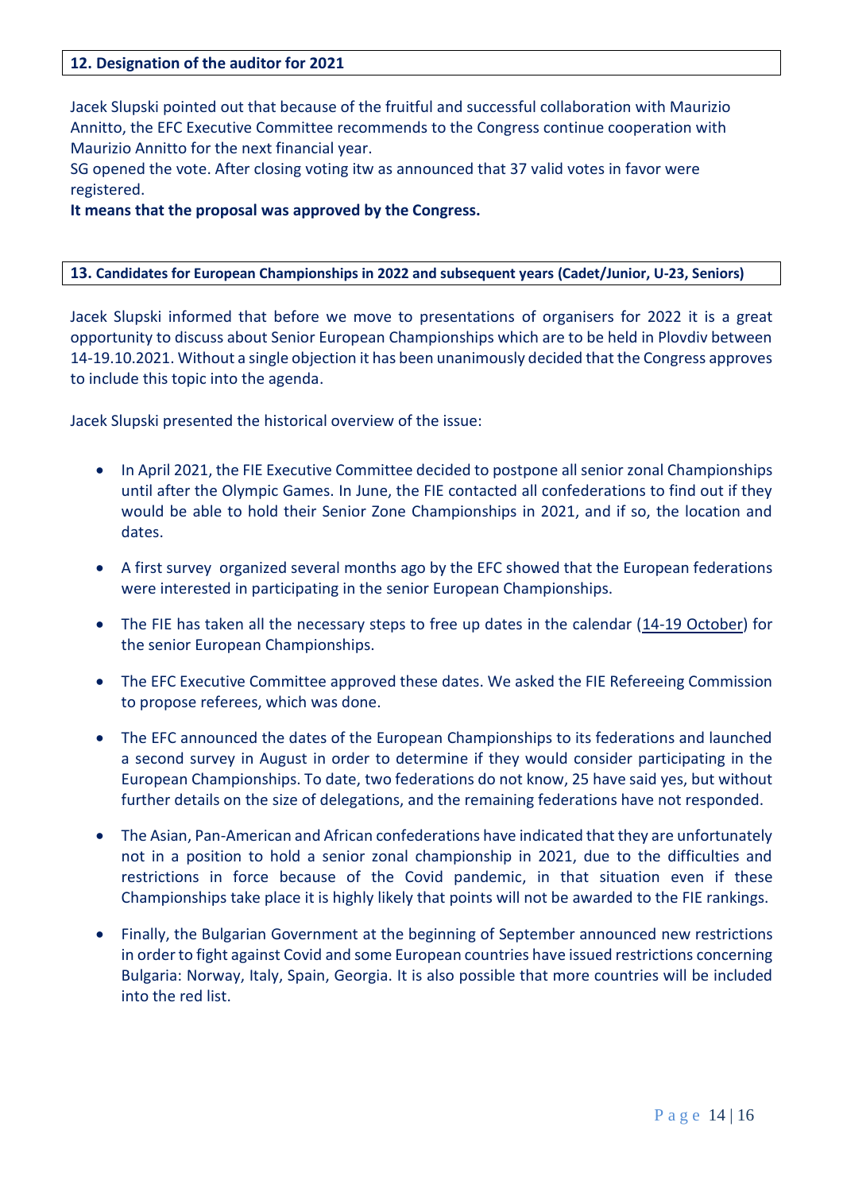## 12. Designation of the auditor for 2021

Jacek Slupski pointed out that because of the fruitful and successful collaboration with Maurizio Annitto, the EFC Executive Committee recommends to the Congress continue cooperation with Maurizio Annitto for the next financial year.
SG opened the vote. After closing voting itw as announced that 37 valid votes in favor were registered.
**It means that the proposal was approved by the Congress.**

## 13. Candidates for European Championships in 2022 and subsequent years (Cadet/Junior, U-23, Seniors)

Jacek Slupski informed that before we move to presentations of organisers for 2022 it is a great opportunity to discuss about Senior European Championships which are to be held in Plovdiv between 14-19.10.2021. Without a single objection it has been unanimously decided that the Congress approves to include this topic into the agenda.

Jacek Slupski presented the historical overview of the issue:

- In April 2021, the FIE Executive Committee decided to postpone all senior zonal Championships until after the Olympic Games. In June, the FIE contacted all confederations to find out if they would be able to hold their Senior Zone Championships in 2021, and if so, the location and dates.
- A first survey organized several months ago by the EFC showed that the European federations were interested in participating in the senior European Championships.
- The FIE has taken all the necessary steps to free up dates in the calendar (14-19 October) for the senior European Championships.
- The EFC Executive Committee approved these dates. We asked the FIE Refereeing Commission to propose referees, which was done.
- The EFC announced the dates of the European Championships to its federations and launched a second survey in August in order to determine if they would consider participating in the European Championships. To date, two federations do not know, 25 have said yes, but without further details on the size of delegations, and the remaining federations have not responded.
- The Asian, Pan-American and African confederations have indicated that they are unfortunately not in a position to hold a senior zonal championship in 2021, due to the difficulties and restrictions in force because of the Covid pandemic, in that situation even if these Championships take place it is highly likely that points will not be awarded to the FIE rankings.
- Finally, the Bulgarian Government at the beginning of September announced new restrictions in order to fight against Covid and some European countries have issued restrictions concerning Bulgaria: Norway, Italy, Spain, Georgia. It is also possible that more countries will be included into the red list.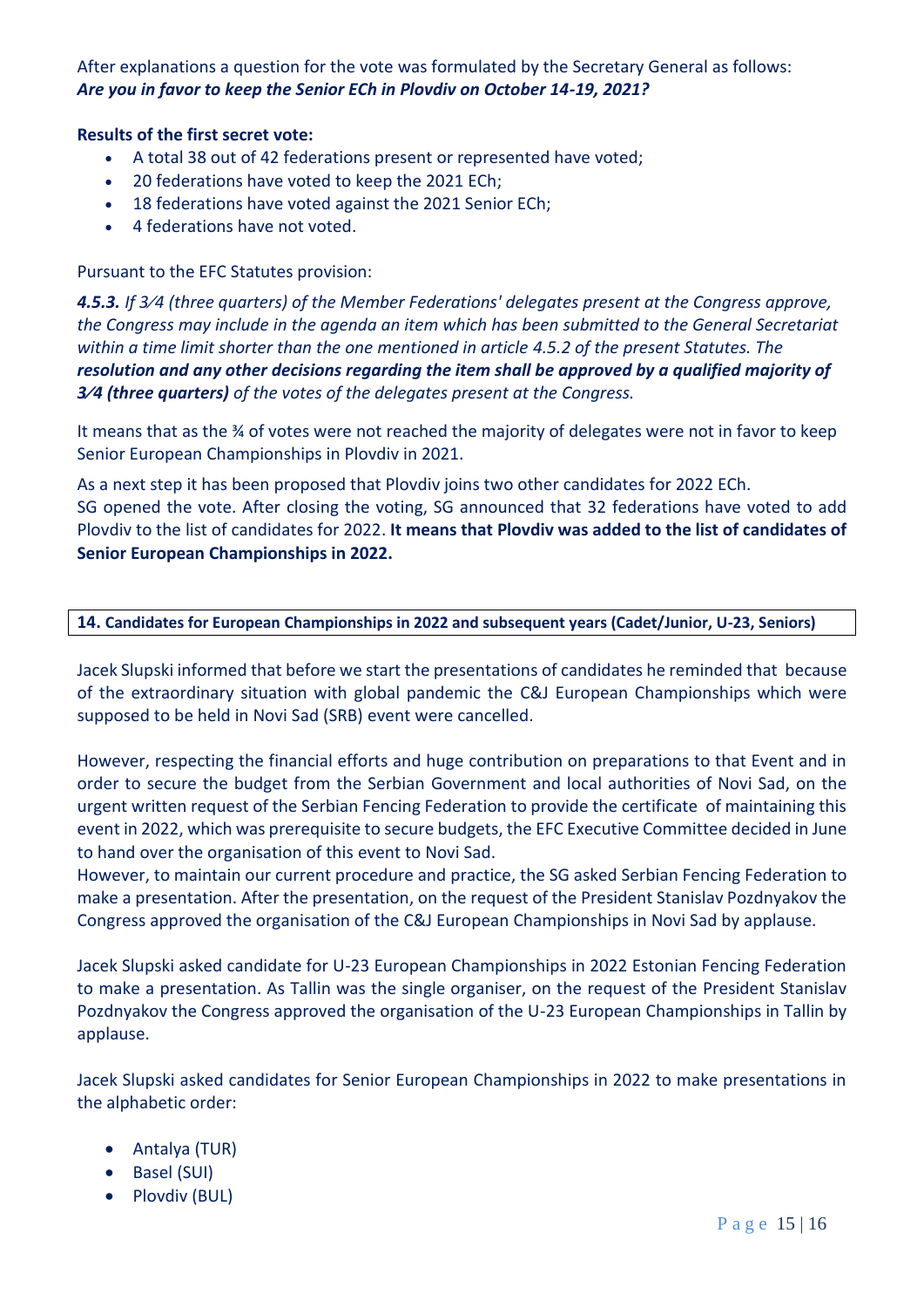After explanations a question for the vote was formulated by the Secretary General as follows:
***Are you in favor to keep the Senior ECh in Plovdiv on October 14-19, 2021?***

**Results of the first secret vote:**

- A total 38 out of 42 federations present or represented have voted;
- 20 federations have voted to keep the 2021 ECh;
- 18 federations have voted against the 2021 Senior ECh;
- 4 federations have not voted.

Pursuant to the EFC Statutes provision:

***4.5.3.*** *If 3⁄4 (three quarters) of the Member Federations' delegates present at the Congress approve, the Congress may include in the agenda an item which has been submitted to the General Secretariat within a time limit shorter than the one mentioned in article 4.5.2 of the present Statutes. The* ***resolution and any other decisions regarding the item shall be approved by a qualified majority of 3⁄4 (three quarters)*** *of the votes of the delegates present at the Congress.*

It means that as the ¾ of votes were not reached the majority of delegates were not in favor to keep Senior European Championships in Plovdiv in 2021.

As a next step it has been proposed that Plovdiv joins two other candidates for 2022 ECh.
SG opened the vote. After closing the voting, SG announced that 32 federations have voted to add Plovdiv to the list of candidates for 2022. **It means that Plovdiv was added to the list of candidates of Senior European Championships in 2022.**

## 14. Candidates for European Championships in 2022 and subsequent years (Cadet/Junior, U-23, Seniors)

Jacek Slupski informed that before we start the presentations of candidates he reminded that because of the extraordinary situation with global pandemic the C&J European Championships which were supposed to be held in Novi Sad (SRB) event were cancelled.

However, respecting the financial efforts and huge contribution on preparations to that Event and in order to secure the budget from the Serbian Government and local authorities of Novi Sad, on the urgent written request of the Serbian Fencing Federation to provide the certificate of maintaining this event in 2022, which was prerequisite to secure budgets, the EFC Executive Committee decided in June to hand over the organisation of this event to Novi Sad.
However, to maintain our current procedure and practice, the SG asked Serbian Fencing Federation to make a presentation. After the presentation, on the request of the President Stanislav Pozdnyakov the Congress approved the organisation of the C&J European Championships in Novi Sad by applause.

Jacek Slupski asked candidate for U-23 European Championships in 2022 Estonian Fencing Federation to make a presentation. As Tallin was the single organiser, on the request of the President Stanislav Pozdnyakov the Congress approved the organisation of the U-23 European Championships in Tallin by applause.

Jacek Slupski asked candidates for Senior European Championships in 2022 to make presentations in the alphabetic order:

- Antalya (TUR)
- Basel (SUI)
- Plovdiv (BUL)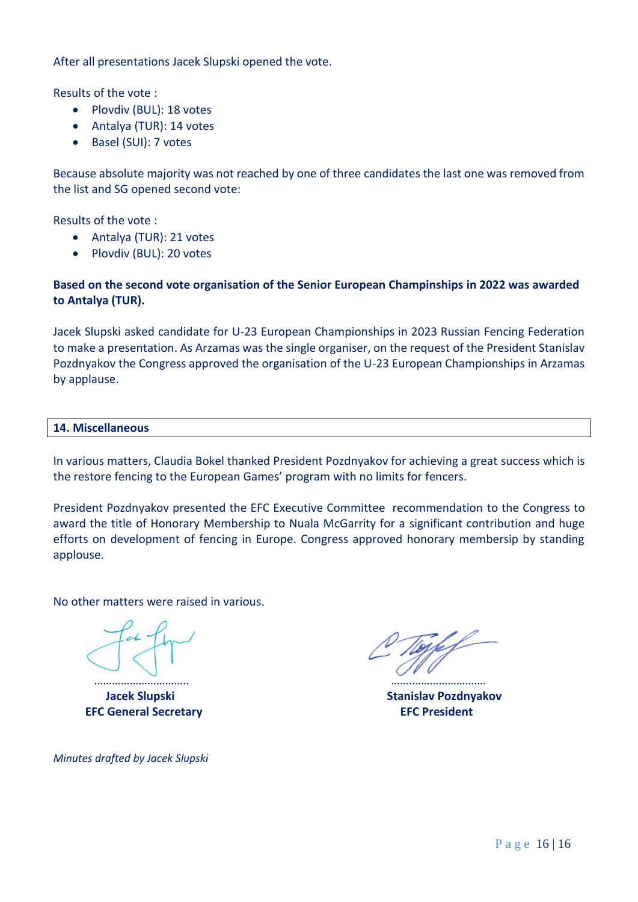After all presentations Jacek Slupski opened the vote.

Results of the vote :

- Plovdiv (BUL): 18 votes
- Antalya (TUR): 14 votes
- Basel (SUI): 7 votes

Because absolute majority was not reached by one of three candidates the last one was removed from the list and SG opened second vote:

Results of the vote :

- Antalya (TUR): 21 votes
- Plovdiv (BUL): 20 votes

**Based on the second vote organisation of the Senior European Champinships in 2022 was awarded to Antalya (TUR).**

Jacek Slupski asked candidate for U-23 European Championships in 2023 Russian Fencing Federation to make a presentation. As Arzamas was the single organiser, on the request of the President Stanislav Pozdnyakov the Congress approved the organisation of the U-23 European Championships in Arzamas by applause.

## 14. Miscellaneous

In various matters, Claudia Bokel thanked President Pozdnyakov for achieving a great success which is the restore fencing to the European Games' program with no limits for fencers.

President Pozdnyakov presented the EFC Executive Committee recommendation to the Congress to award the title of Honorary Membership to Nuala McGarrity for a significant contribution and huge efforts on development of fencing in Europe. Congress approved honorary membersip by standing applouse.

No other matters were raised in various.

| | |
|---|---|
| ………………………… | ………………………… |
| **Jacek Slupski** | **Stanislav Pozdnyakov** |
| **EFC General Secretary** | **EFC President** |

*Minutes drafted by Jacek Slupski*